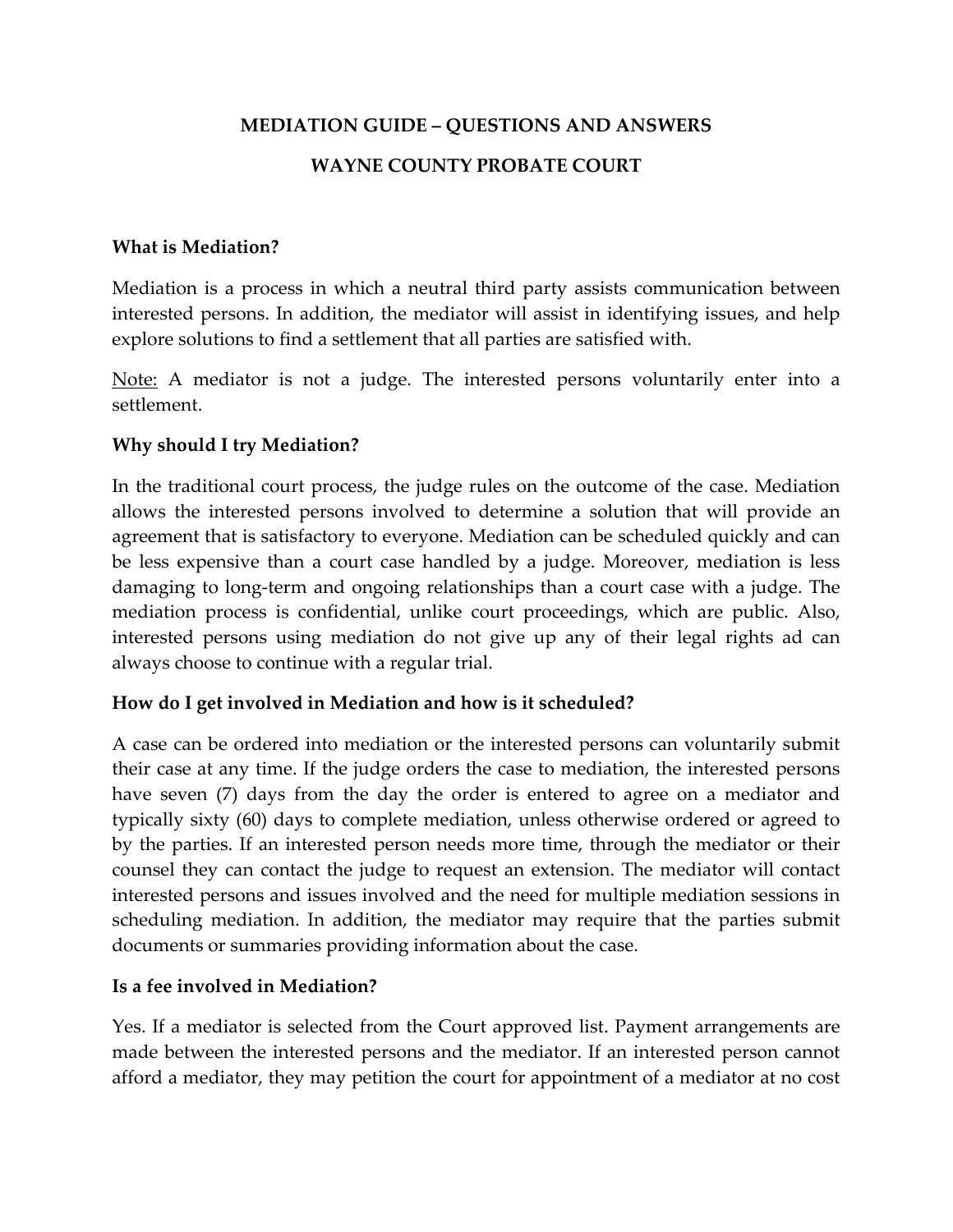**MEDIATION GUIDE – QUESTIONS AND ANSWERS**

**WAYNE COUNTY PROBATE COURT**

**What is Mediation?**

Mediation is a process in which a neutral third party assists communication between interested persons. In addition, the mediator will assist in identifying issues, and help explore solutions to find a settlement that all parties are satisfied with.

Note: A mediator is not a judge. The interested persons voluntarily enter into a settlement.

**Why should I try Mediation?**

In the traditional court process, the judge rules on the outcome of the case. Mediation allows the interested persons involved to determine a solution that will provide an agreement that is satisfactory to everyone. Mediation can be scheduled quickly and can be less expensive than a court case handled by a judge. Moreover, mediation is less damaging to long-term and ongoing relationships than a court case with a judge. The mediation process is confidential, unlike court proceedings, which are public. Also, interested persons using mediation do not give up any of their legal rights ad can always choose to continue with a regular trial.

**How do I get involved in Mediation and how is it scheduled?**

A case can be ordered into mediation or the interested persons can voluntarily submit their case at any time. If the judge orders the case to mediation, the interested persons have seven (7) days from the day the order is entered to agree on a mediator and typically sixty (60) days to complete mediation, unless otherwise ordered or agreed to by the parties. If an interested person needs more time, through the mediator or their counsel they can contact the judge to request an extension. The mediator will contact interested persons and issues involved and the need for multiple mediation sessions in scheduling mediation. In addition, the mediator may require that the parties submit documents or summaries providing information about the case.

**Is a fee involved in Mediation?**

Yes. If a mediator is selected from the Court approved list. Payment arrangements are made between the interested persons and the mediator. If an interested person cannot afford a mediator, they may petition the court for appointment of a mediator at no cost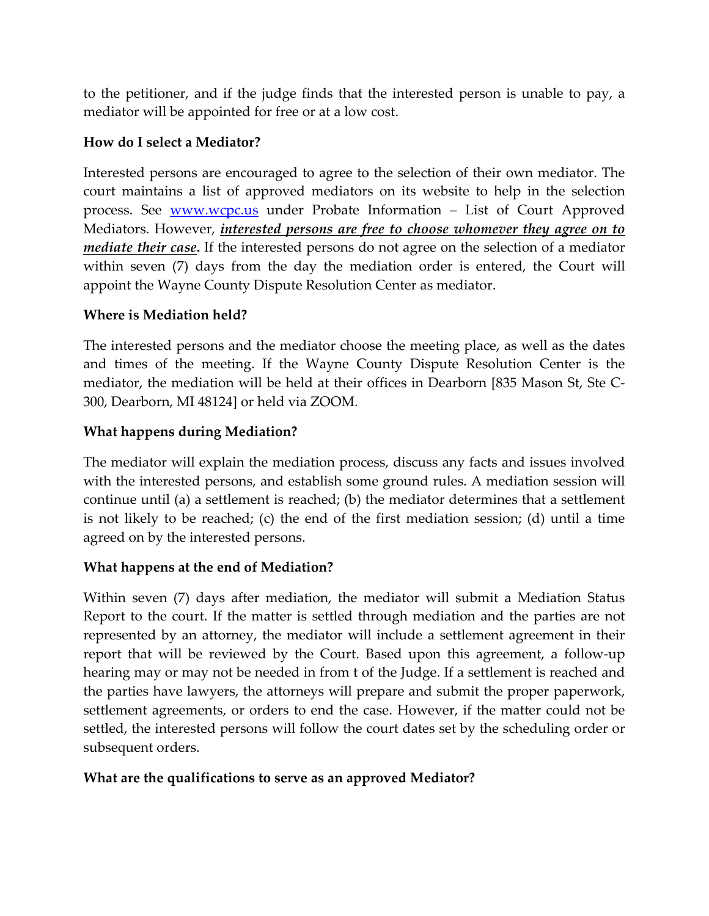to the petitioner, and if the judge finds that the interested person is unable to pay, a mediator will be appointed for free or at a low cost.

**How do I select a Mediator?**

Interested persons are encouraged to agree to the selection of their own mediator. The court maintains a list of approved mediators on its website to help in the selection process. See [www.wcpc.us](http://www.wcpc.us) under Probate Information – List of Court Approved Mediators. However, ***interested persons are free to choose whomever they agree on to mediate their case*.** If the interested persons do not agree on the selection of a mediator within seven (7) days from the day the mediation order is entered, the Court will appoint the Wayne County Dispute Resolution Center as mediator.

**Where is Mediation held?**

The interested persons and the mediator choose the meeting place, as well as the dates and times of the meeting. If the Wayne County Dispute Resolution Center is the mediator, the mediation will be held at their offices in Dearborn [835 Mason St, Ste C-300, Dearborn, MI 48124] or held via ZOOM.

**What happens during Mediation?**

The mediator will explain the mediation process, discuss any facts and issues involved with the interested persons, and establish some ground rules. A mediation session will continue until (a) a settlement is reached; (b) the mediator determines that a settlement is not likely to be reached; (c) the end of the first mediation session; (d) until a time agreed on by the interested persons.

**What happens at the end of Mediation?**

Within seven (7) days after mediation, the mediator will submit a Mediation Status Report to the court. If the matter is settled through mediation and the parties are not represented by an attorney, the mediator will include a settlement agreement in their report that will be reviewed by the Court. Based upon this agreement, a follow-up hearing may or may not be needed in from t of the Judge. If a settlement is reached and the parties have lawyers, the attorneys will prepare and submit the proper paperwork, settlement agreements, or orders to end the case. However, if the matter could not be settled, the interested persons will follow the court dates set by the scheduling order or subsequent orders.

**What are the qualifications to serve as an approved Mediator?**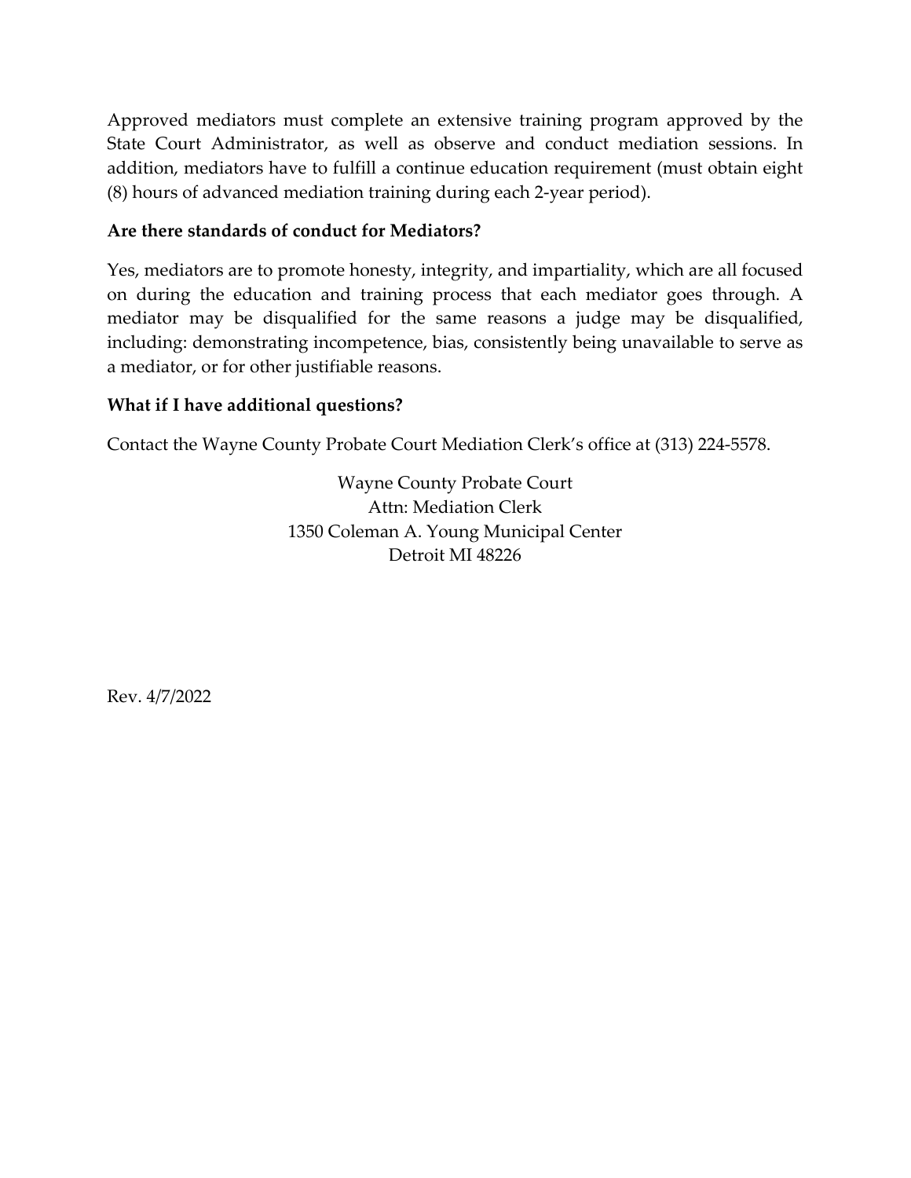Approved mediators must complete an extensive training program approved by the State Court Administrator, as well as observe and conduct mediation sessions. In addition, mediators have to fulfill a continue education requirement (must obtain eight (8) hours of advanced mediation training during each 2-year period).

**Are there standards of conduct for Mediators?**

Yes, mediators are to promote honesty, integrity, and impartiality, which are all focused on during the education and training process that each mediator goes through. A mediator may be disqualified for the same reasons a judge may be disqualified, including: demonstrating incompetence, bias, consistently being unavailable to serve as a mediator, or for other justifiable reasons.

**What if I have additional questions?**

Contact the Wayne County Probate Court Mediation Clerk's office at (313) 224-5578.

Wayne County Probate Court
Attn: Mediation Clerk
1350 Coleman A. Young Municipal Center
Detroit MI 48226

Rev. 4/7/2022